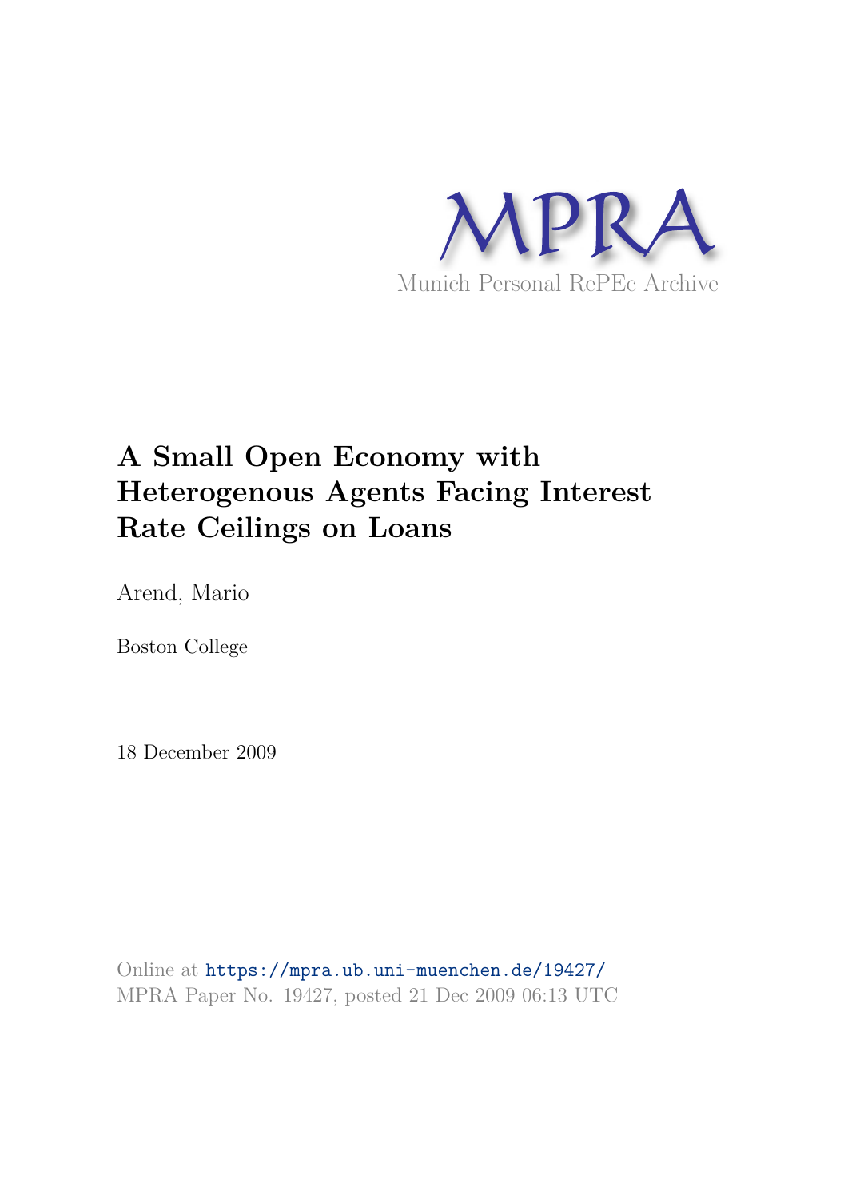MPRA

Munich Personal RePEc Archive

# A Small Open Economy with Heterogenous Agents Facing Interest Rate Ceilings on Loans

Arend, Mario

Boston College

18 December 2009

Online at https://mpra.ub.uni-muenchen.de/19427/
MPRA Paper No. 19427, posted 21 Dec 2009 06:13 UTC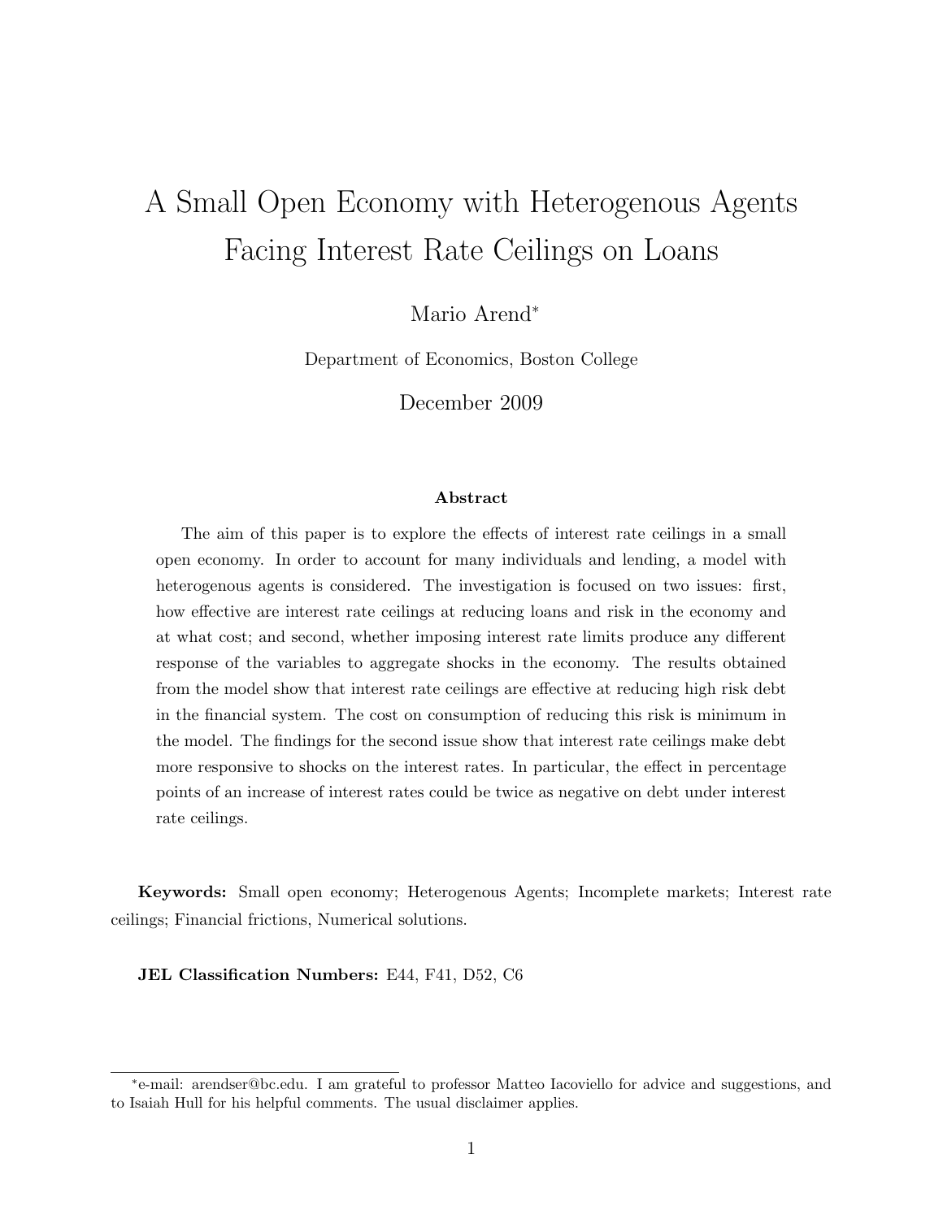# A Small Open Economy with Heterogenous Agents Facing Interest Rate Ceilings on Loans

Mario Arend[*]

Department of Economics, Boston College

December 2009

### Abstract

The aim of this paper is to explore the effects of interest rate ceilings in a small open economy. In order to account for many individuals and lending, a model with heterogenous agents is considered. The investigation is focused on two issues: first, how effective are interest rate ceilings at reducing loans and risk in the economy and at what cost; and second, whether imposing interest rate limits produce any different response of the variables to aggregate shocks in the economy. The results obtained from the model show that interest rate ceilings are effective at reducing high risk debt in the financial system. The cost on consumption of reducing this risk is minimum in the model. The findings for the second issue show that interest rate ceilings make debt more responsive to shocks on the interest rates. In particular, the effect in percentage points of an increase of interest rates could be twice as negative on debt under interest rate ceilings.

**Keywords:** Small open economy; Heterogenous Agents; Incomplete markets; Interest rate ceilings; Financial frictions, Numerical solutions.

**JEL Classification Numbers:** E44, F41, D52, C6

[*] e-mail: arendser@bc.edu. I am grateful to professor Matteo Iacoviello for advice and suggestions, and to Isaiah Hull for his helpful comments. The usual disclaimer applies.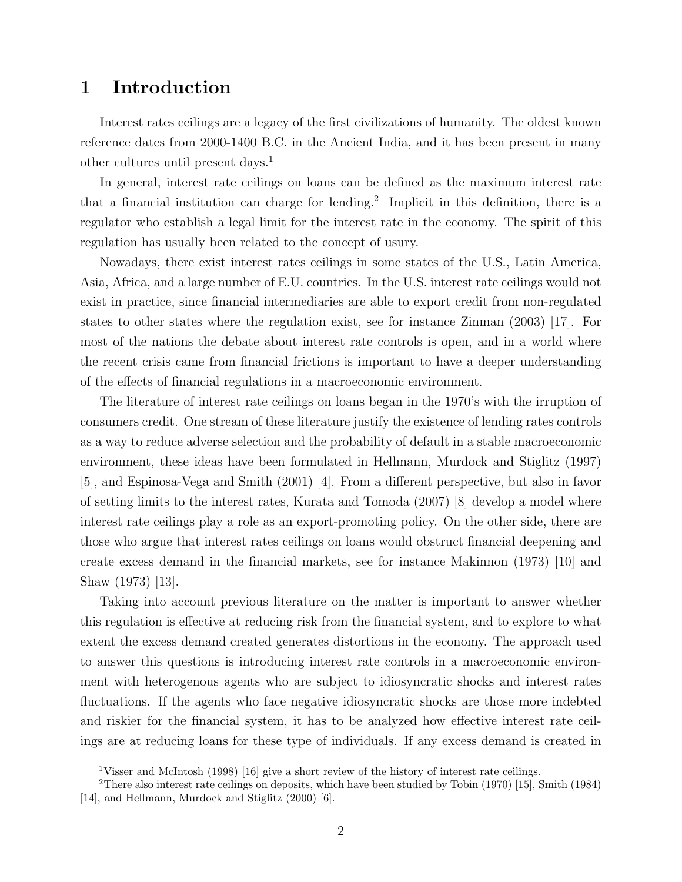# 1 Introduction

Interest rates ceilings are a legacy of the first civilizations of humanity. The oldest known reference dates from 2000-1400 B.C. in the Ancient India, and it has been present in many other cultures until present days.[1]

In general, interest rate ceilings on loans can be defined as the maximum interest rate that a financial institution can charge for lending.[2] Implicit in this definition, there is a regulator who establish a legal limit for the interest rate in the economy. The spirit of this regulation has usually been related to the concept of usury.

Nowadays, there exist interest rates ceilings in some states of the U.S., Latin America, Asia, Africa, and a large number of E.U. countries. In the U.S. interest rate ceilings would not exist in practice, since financial intermediaries are able to export credit from non-regulated states to other states where the regulation exist, see for instance Zinman (2003) [17]. For most of the nations the debate about interest rate controls is open, and in a world where the recent crisis came from financial frictions is important to have a deeper understanding of the effects of financial regulations in a macroeconomic environment.

The literature of interest rate ceilings on loans began in the 1970's with the irruption of consumers credit. One stream of these literature justify the existence of lending rates controls as a way to reduce adverse selection and the probability of default in a stable macroeconomic environment, these ideas have been formulated in Hellmann, Murdock and Stiglitz (1997) [5], and Espinosa-Vega and Smith (2001) [4]. From a different perspective, but also in favor of setting limits to the interest rates, Kurata and Tomoda (2007) [8] develop a model where interest rate ceilings play a role as an export-promoting policy. On the other side, there are those who argue that interest rates ceilings on loans would obstruct financial deepening and create excess demand in the financial markets, see for instance Makinnon (1973) [10] and Shaw (1973) [13].

Taking into account previous literature on the matter is important to answer whether this regulation is effective at reducing risk from the financial system, and to explore to what extent the excess demand created generates distortions in the economy. The approach used to answer this questions is introducing interest rate controls in a macroeconomic environment with heterogenous agents who are subject to idiosyncratic shocks and interest rates fluctuations. If the agents who face negative idiosyncratic shocks are those more indebted and riskier for the financial system, it has to be analyzed how effective interest rate ceilings are at reducing loans for these type of individuals. If any excess demand is created in

[1] Visser and McIntosh (1998) [16] give a short review of the history of interest rate ceilings.

[2] There also interest rate ceilings on deposits, which have been studied by Tobin (1970) [15], Smith (1984) [14], and Hellmann, Murdock and Stiglitz (2000) [6].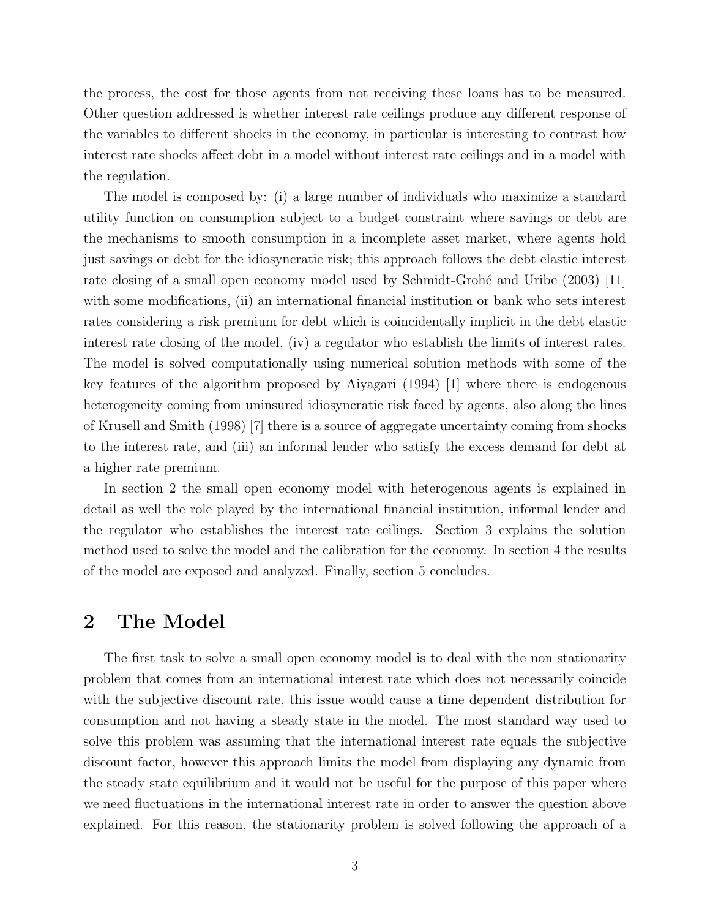the process, the cost for those agents from not receiving these loans has to be measured. Other question addressed is whether interest rate ceilings produce any different response of the variables to different shocks in the economy, in particular is interesting to contrast how interest rate shocks affect debt in a model without interest rate ceilings and in a model with the regulation.

The model is composed by: (i) a large number of individuals who maximize a standard utility function on consumption subject to a budget constraint where savings or debt are the mechanisms to smooth consumption in a incomplete asset market, where agents hold just savings or debt for the idiosyncratic risk; this approach follows the debt elastic interest rate closing of a small open economy model used by Schmidt-Grohé and Uribe (2003) [11] with some modifications, (ii) an international financial institution or bank who sets interest rates considering a risk premium for debt which is coincidentally implicit in the debt elastic interest rate closing of the model, (iv) a regulator who establish the limits of interest rates. The model is solved computationally using numerical solution methods with some of the key features of the algorithm proposed by Aiyagari (1994) [1] where there is endogenous heterogeneity coming from uninsured idiosyncratic risk faced by agents, also along the lines of Krusell and Smith (1998) [7] there is a source of aggregate uncertainty coming from shocks to the interest rate, and (iii) an informal lender who satisfy the excess demand for debt at a higher rate premium.

In section 2 the small open economy model with heterogenous agents is explained in detail as well the role played by the international financial institution, informal lender and the regulator who establishes the interest rate ceilings. Section 3 explains the solution method used to solve the model and the calibration for the economy. In section 4 the results of the model are exposed and analyzed. Finally, section 5 concludes.

## 2 The Model

The first task to solve a small open economy model is to deal with the non stationarity problem that comes from an international interest rate which does not necessarily coincide with the subjective discount rate, this issue would cause a time dependent distribution for consumption and not having a steady state in the model. The most standard way used to solve this problem was assuming that the international interest rate equals the subjective discount factor, however this approach limits the model from displaying any dynamic from the steady state equilibrium and it would not be useful for the purpose of this paper where we need fluctuations in the international interest rate in order to answer the question above explained. For this reason, the stationarity problem is solved following the approach of a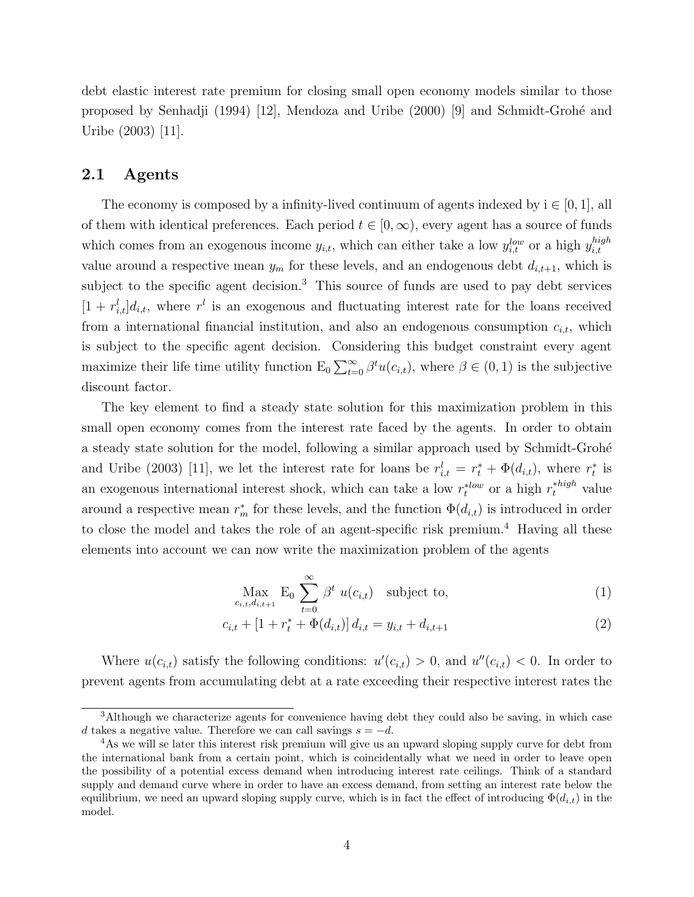debt elastic interest rate premium for closing small open economy models similar to those proposed by Senhadji (1994) [12], Mendoza and Uribe (2000) [9] and Schmidt-Grohé and Uribe (2003) [11].

## 2.1 Agents

The economy is composed by a infinity-lived continuum of agents indexed by i $\in [0, 1]$, all of them with identical preferences. Each period $t \in [0, \infty)$, every agent has a source of funds which comes from an exogenous income $y_{i,t}$, which can either take a low $y_{i,t}^{low}$ or a high $y_{i,t}^{high}$ value around a respective mean $y_m$ for these levels, and an endogenous debt $d_{i,t+1}$, which is subject to the specific agent decision.[3] This source of funds are used to pay debt services $[1 + r_{i,t}^l]d_{i,t}$, where $r^l$ is an exogenous and fluctuating interest rate for the loans received from a international financial institution, and also an endogenous consumption $c_{i,t}$, which is subject to the specific agent decision. Considering this budget constraint every agent maximize their life time utility function $\mathrm{E}_0 \sum_{t=0}^{\infty} \beta^t u(c_{i,t})$, where $\beta \in (0, 1)$ is the subjective discount factor.

The key element to find a steady state solution for this maximization problem in this small open economy comes from the interest rate faced by the agents. In order to obtain a steady state solution for the model, following a similar approach used by Schmidt-Grohé and Uribe (2003) [11], we let the interest rate for loans be $r_{i,t}^l = r_t^* + \Phi(d_{i,t})$, where $r_t^*$ is an exogenous international interest shock, which can take a low $r_t^{*low}$ or a high $r_t^{*high}$ value around a respective mean $r_m^*$ for these levels, and the function $\Phi(d_{i,t})$ is introduced in order to close the model and takes the role of an agent-specific risk premium.[4] Having all these elements into account we can now write the maximization problem of the agents

$$\underset{c_{i,t}, d_{i,t+1}}{\mathrm{Max}} \ \mathrm{E}_0 \sum_{t=0}^{\infty} \beta^t \ u(c_{i,t}) \quad \text{subject to,} \tag{1}$$

$$c_{i,t} + [1 + r_t^* + \Phi(d_{i,t})] \, d_{i,t} = y_{i,t} + d_{i,t+1} \tag{2}$$

Where $u(c_{i,t})$ satisfy the following conditions: $u'(c_{i,t}) > 0$, and $u''(c_{i,t}) < 0$. In order to prevent agents from accumulating debt at a rate exceeding their respective interest rates the

[3] Although we characterize agents for convenience having debt they could also be saving, in which case $d$ takes a negative value. Therefore we can call savings $s = -d$.

[4] As we will se later this interest risk premium will give us an upward sloping supply curve for debt from the international bank from a certain point, which is coincidentally what we need in order to leave open the possibility of a potential excess demand when introducing interest rate ceilings. Think of a standard supply and demand curve where in order to have an excess demand, from setting an interest rate below the equilibrium, we need an upward sloping supply curve, which is in fact the effect of introducing $\Phi(d_{i,t})$ in the model.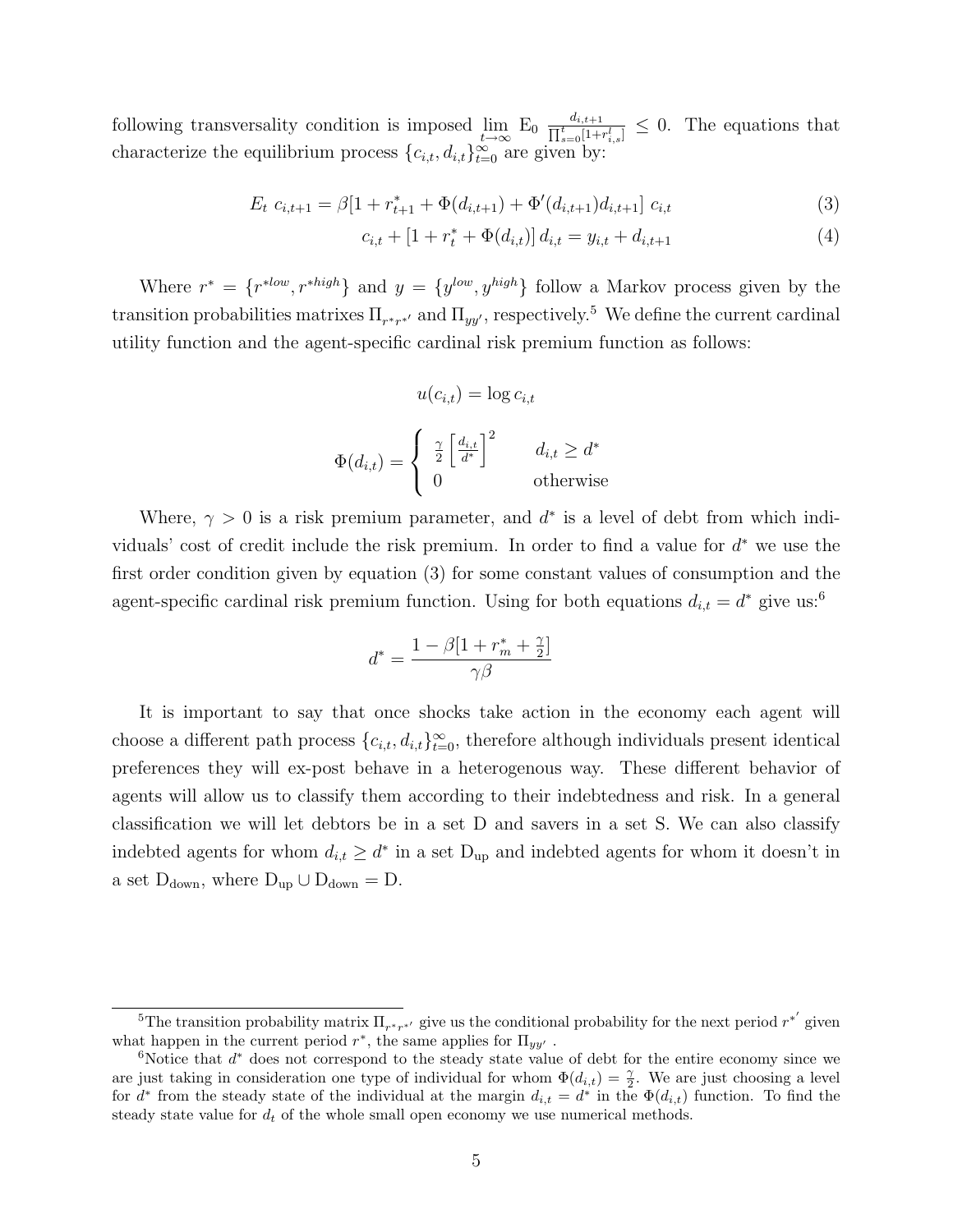following transversality condition is imposed $\lim_{t \to \infty} \mathrm{E}_0 \frac{d_{i,t+1}}{\prod_{s=0}^{t}[1+r_{i,s}^l]} \leq 0$. The equations that characterize the equilibrium process $\{c_{i,t}, d_{i,t}\}_{t=0}^{\infty}$ are given by:

$$E_t \; c_{i,t+1} = \beta[1 + r_{t+1}^* + \Phi(d_{i,t+1}) + \Phi'(d_{i,t+1})d_{i,t+1}] \; c_{i,t} \tag{3}$$

$$c_{i,t} + [1 + r_t^* + \Phi(d_{i,t})] \, d_{i,t} = y_{i,t} + d_{i,t+1} \tag{4}$$

Where $r^* = \{r^{*low}, r^{*high}\}$ and $y = \{y^{low}, y^{high}\}$ follow a Markov process given by the transition probabilities matrixes $\Pi_{r^*r^{*\prime}}$ and $\Pi_{yy'}$, respectively.[5] We define the current cardinal utility function and the agent-specific cardinal risk premium function as follows:

$$u(c_{i,t}) = \log c_{i,t}$$

$$\Phi(d_{i,t}) = \begin{cases} \frac{\gamma}{2}\left[\frac{d_{i,t}}{d^*}\right]^2 & d_{i,t} \geq d^* \\ 0 & \text{otherwise} \end{cases}$$

Where, $\gamma > 0$ is a risk premium parameter, and $d^*$ is a level of debt from which individuals' cost of credit include the risk premium. In order to find a value for $d^*$ we use the first order condition given by equation (3) for some constant values of consumption and the agent-specific cardinal risk premium function. Using for both equations $d_{i,t} = d^*$ give us:[6]

$$d^* = \frac{1 - \beta[1 + r_m^* + \frac{\gamma}{2}]}{\gamma\beta}$$

It is important to say that once shocks take action in the economy each agent will choose a different path process $\{c_{i,t}, d_{i,t}\}_{t=0}^{\infty}$, therefore although individuals present identical preferences they will ex-post behave in a heterogenous way. These different behavior of agents will allow us to classify them according to their indebtedness and risk. In a general classification we will let debtors be in a set D and savers in a set S. We can also classify indebted agents for whom $d_{i,t} \geq d^*$ in a set $\mathrm{D_{up}}$ and indebted agents for whom it doesn't in a set $\mathrm{D_{down}}$, where $\mathrm{D_{up}} \cup \mathrm{D_{down}} = \mathrm{D}$.

[5] The transition probability matrix $\Pi_{r^*r^{*\prime}}$ give us the conditional probability for the next period $r^{*'}$ given what happen in the current period $r^*$, the same applies for $\Pi_{yy'}$ .

[6] Notice that $d^*$ does not correspond to the steady state value of debt for the entire economy since we are just taking in consideration one type of individual for whom $\Phi(d_{i,t}) = \frac{\gamma}{2}$. We are just choosing a level for $d^*$ from the steady state of the individual at the margin $d_{i,t} = d^*$ in the $\Phi(d_{i,t})$ function. To find the steady state value for $d_t$ of the whole small open economy we use numerical methods.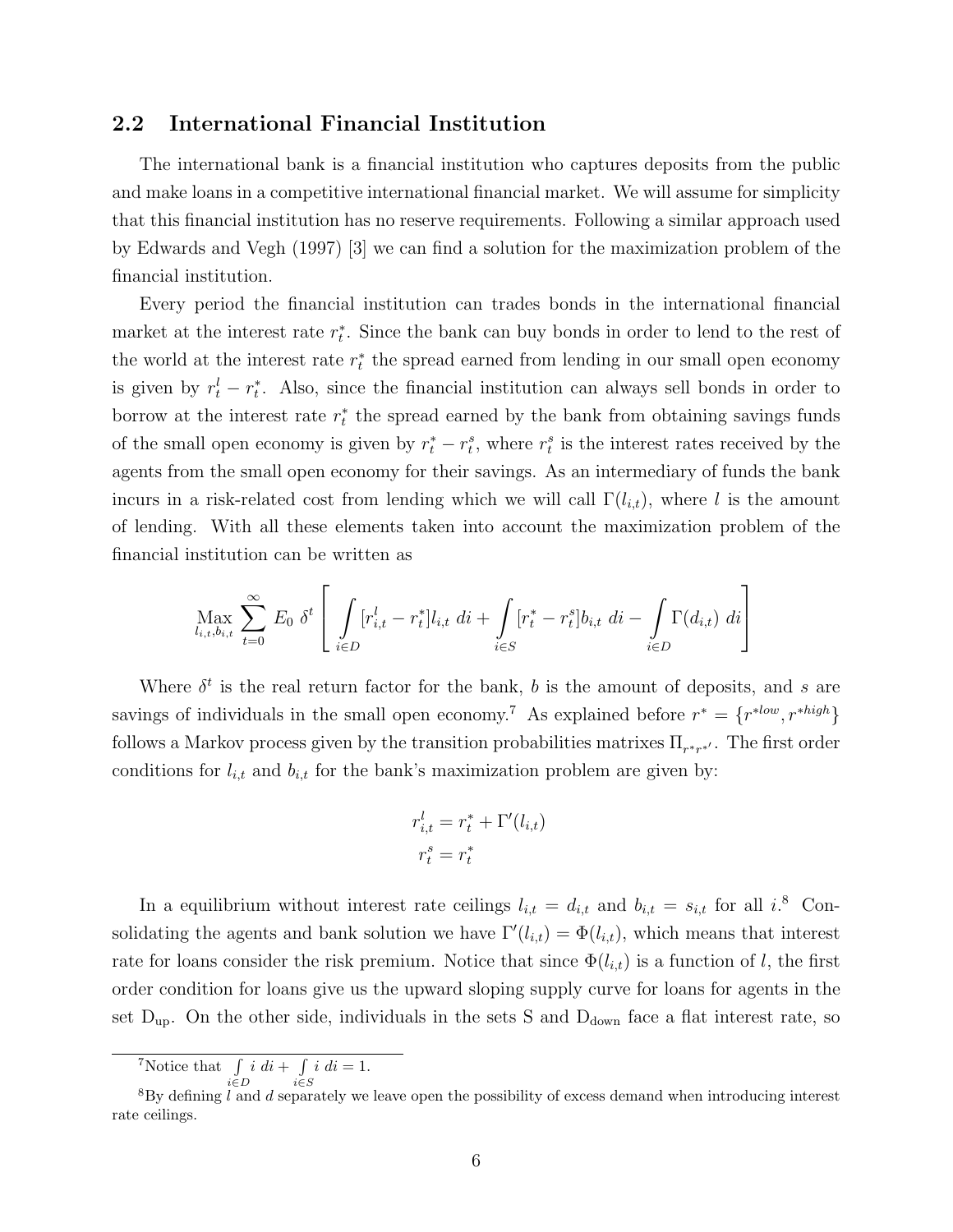## 2.2 International Financial Institution

The international bank is a financial institution who captures deposits from the public and make loans in a competitive international financial market. We will assume for simplicity that this financial institution has no reserve requirements. Following a similar approach used by Edwards and Vegh (1997) [3] we can find a solution for the maximization problem of the financial institution.

Every period the financial institution can trades bonds in the international financial market at the interest rate $r_t^*$. Since the bank can buy bonds in order to lend to the rest of the world at the interest rate $r_t^*$ the spread earned from lending in our small open economy is given by $r_t^l - r_t^*$. Also, since the financial institution can always sell bonds in order to borrow at the interest rate $r_t^*$ the spread earned by the bank from obtaining savings funds of the small open economy is given by $r_t^* - r_t^s$, where $r_t^s$ is the interest rates received by the agents from the small open economy for their savings. As an intermediary of funds the bank incurs in a risk-related cost from lending which we will call $\Gamma(l_{i,t})$, where $l$ is the amount of lending. With all these elements taken into account the maximization problem of the financial institution can be written as

$$\underset{l_{i,t},b_{i,t}}{\text{Max}} \sum_{t=0}^{\infty} E_0 \; \delta^t \left[ \int_{i \in D} [r_{i,t}^l - r_t^*] l_{i,t} \; di + \int_{i \in S} [r_t^* - r_t^s] b_{i,t} \; di - \int_{i \in D} \Gamma(d_{i,t}) \; di \right]$$

Where $\delta^t$ is the real return factor for the bank, $b$ is the amount of deposits, and $s$ are savings of individuals in the small open economy.[7] As explained before $r^* = \{r^{*low}, r^{*high}\}$ follows a Markov process given by the transition probabilities matrixes $\Pi_{r^*r^{*\prime}}$. The first order conditions for $l_{i,t}$ and $b_{i,t}$ for the bank's maximization problem are given by:

$$r_{i,t}^l = r_t^* + \Gamma'(l_{i,t})$$
$$r_t^s = r_t^*$$

In a equilibrium without interest rate ceilings $l_{i,t} = d_{i,t}$ and $b_{i,t} = s_{i,t}$ for all $i$.[8] Consolidating the agents and bank solution we have $\Gamma'(l_{i,t}) = \Phi(l_{i,t})$, which means that interest rate for loans consider the risk premium. Notice that since $\Phi(l_{i,t})$ is a function of $l$, the first order condition for loans give us the upward sloping supply curve for loans for agents in the set $\text{D}_{\text{up}}$. On the other side, individuals in the sets S and $\text{D}_{\text{down}}$ face a flat interest rate, so

[7] Notice that $\int_{i \in D} i \; di + \int_{i \in S} i \; di = 1$.

[8] By defining $l$ and $d$ separately we leave open the possibility of excess demand when introducing interest rate ceilings.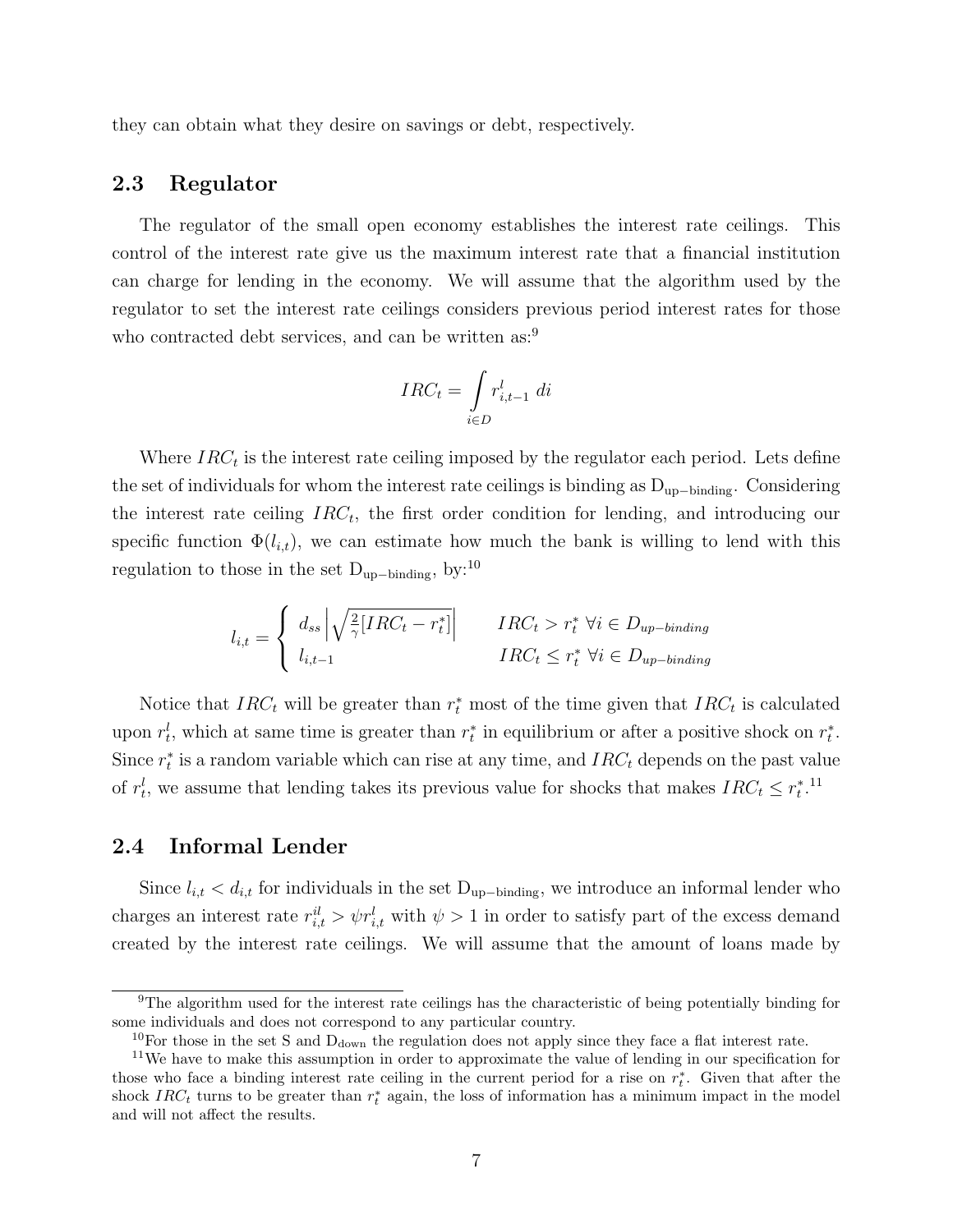they can obtain what they desire on savings or debt, respectively.

## 2.3 Regulator

The regulator of the small open economy establishes the interest rate ceilings. This control of the interest rate give us the maximum interest rate that a financial institution can charge for lending in the economy. We will assume that the algorithm used by the regulator to set the interest rate ceilings considers previous period interest rates for those who contracted debt services, and can be written as:[9]

$$IRC_t = \int_{i \in D} r^l_{i,t-1} \, di$$

Where $IRC_t$ is the interest rate ceiling imposed by the regulator each period. Lets define the set of individuals for whom the interest rate ceilings is binding as $\mathrm{D_{up-binding}}$. Considering the interest rate ceiling $IRC_t$, the first order condition for lending, and introducing our specific function $\Phi(l_{i,t})$, we can estimate how much the bank is willing to lend with this regulation to those in the set $\mathrm{D_{up-binding}}$, by:[10]

$$l_{i,t} = \begin{cases} d_{ss} \left| \sqrt{\frac{2}{\gamma}[IRC_t - r^*_t]} \right| & IRC_t > r^*_t \ \forall i \in D_{up-binding} \\ l_{i,t-1} & IRC_t \leq r^*_t \ \forall i \in D_{up-binding} \end{cases}$$

Notice that $IRC_t$ will be greater than $r^*_t$ most of the time given that $IRC_t$ is calculated upon $r^l_t$, which at same time is greater than $r^*_t$ in equilibrium or after a positive shock on $r^*_t$. Since $r^*_t$ is a random variable which can rise at any time, and $IRC_t$ depends on the past value of $r^l_t$, we assume that lending takes its previous value for shocks that makes $IRC_t \leq r^*_t$.[11]

## 2.4 Informal Lender

Since $l_{i,t} < d_{i,t}$ for individuals in the set $\mathrm{D_{up-binding}}$, we introduce an informal lender who charges an interest rate $r^{il}_{i,t} > \psi r^l_{i,t}$ with $\psi > 1$ in order to satisfy part of the excess demand created by the interest rate ceilings. We will assume that the amount of loans made by

[9] The algorithm used for the interest rate ceilings has the characteristic of being potentially binding for some individuals and does not correspond to any particular country.

[10] For those in the set S and $\mathrm{D_{down}}$ the regulation does not apply since they face a flat interest rate.

[11] We have to make this assumption in order to approximate the value of lending in our specification for those who face a binding interest rate ceiling in the current period for a rise on $r^*_t$. Given that after the shock $IRC_t$ turns to be greater than $r^*_t$ again, the loss of information has a minimum impact in the model and will not affect the results.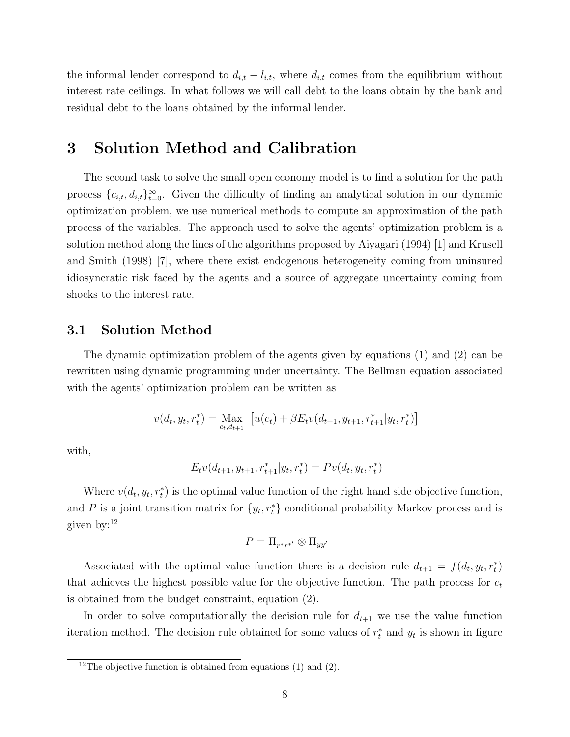the informal lender correspond to $d_{i,t} - l_{i,t}$, where $d_{i,t}$ comes from the equilibrium without interest rate ceilings. In what follows we will call debt to the loans obtain by the bank and residual debt to the loans obtained by the informal lender.

# 3 Solution Method and Calibration

The second task to solve the small open economy model is to find a solution for the path process $\{c_{i,t}, d_{i,t}\}_{t=0}^{\infty}$. Given the difficulty of finding an analytical solution in our dynamic optimization problem, we use numerical methods to compute an approximation of the path process of the variables. The approach used to solve the agents' optimization problem is a solution method along the lines of the algorithms proposed by Aiyagari (1994) [1] and Krusell and Smith (1998) [7], where there exist endogenous heterogeneity coming from uninsured idiosyncratic risk faced by the agents and a source of aggregate uncertainty coming from shocks to the interest rate.

## 3.1 Solution Method

The dynamic optimization problem of the agents given by equations (1) and (2) can be rewritten using dynamic programming under uncertainty. The Bellman equation associated with the agents' optimization problem can be written as

$$v(d_t, y_t, r_t^*) = \underset{c_t, d_{t+1}}{\text{Max}} \left[ u(c_t) + \beta E_t v(d_{t+1}, y_{t+1}, r_{t+1}^* | y_t, r_t^*) \right]$$

with,

$$E_t v(d_{t+1}, y_{t+1}, r_{t+1}^* | y_t, r_t^*) = P v(d_t, y_t, r_t^*)$$

Where $v(d_t, y_t, r_t^*)$ is the optimal value function of the right hand side objective function, and $P$ is a joint transition matrix for $\{y_t, r_t^*\}$ conditional probability Markov process and is given by:[12]

$$P = \Pi_{r^* r^{*\prime}} \otimes \Pi_{yy'}$$

Associated with the optimal value function there is a decision rule $d_{t+1} = f(d_t, y_t, r_t^*)$ that achieves the highest possible value for the objective function. The path process for $c_t$ is obtained from the budget constraint, equation (2).

In order to solve computationally the decision rule for $d_{t+1}$ we use the value function iteration method. The decision rule obtained for some values of $r_t^*$ and $y_t$ is shown in figure

[12] The objective function is obtained from equations (1) and (2).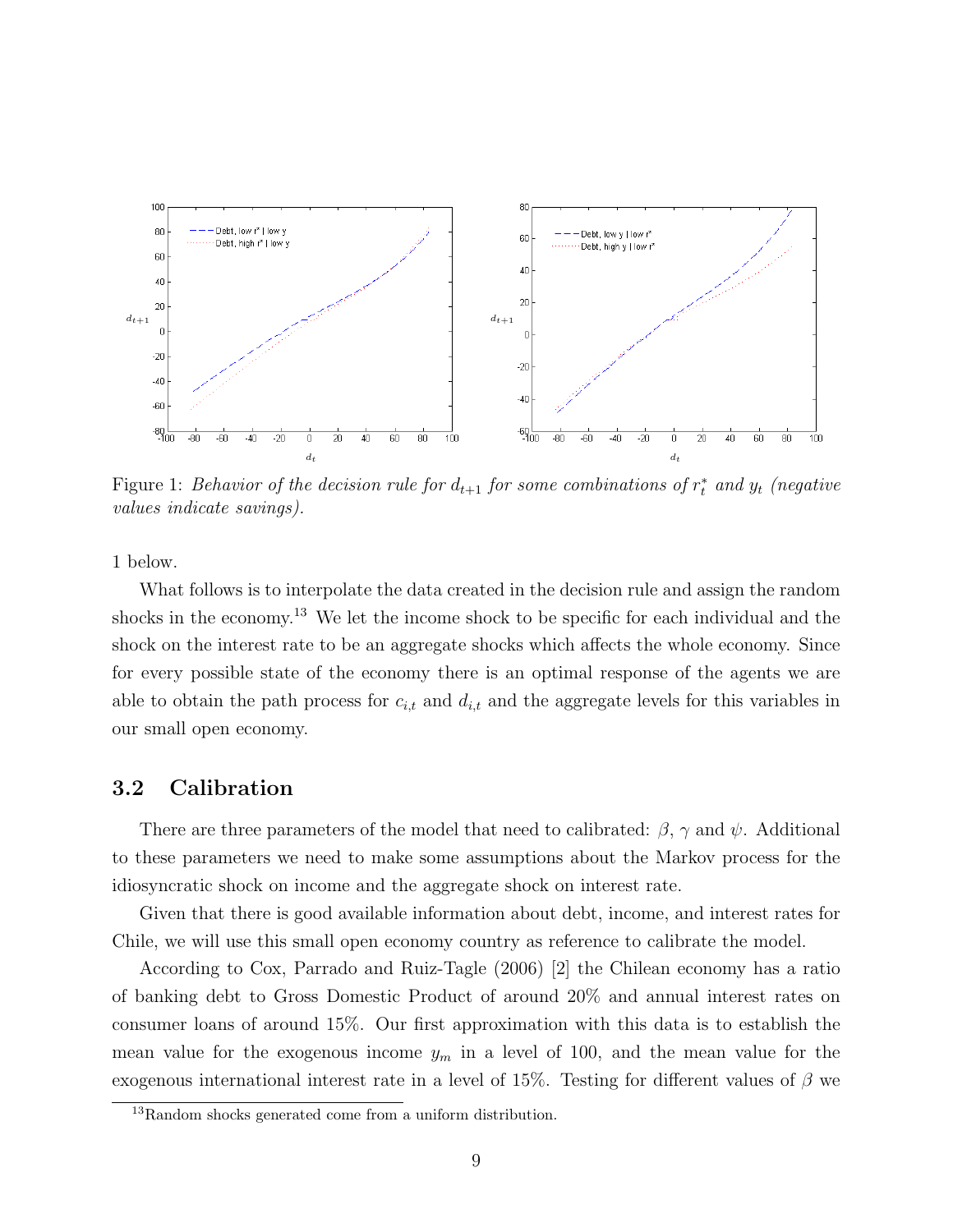Figure 1: *Behavior of the decision rule for $d_{t+1}$ for some combinations of $r_t^*$ and $y_t$ (negative values indicate savings).*

1 below.

What follows is to interpolate the data created in the decision rule and assign the random shocks in the economy.[13] We let the income shock to be specific for each individual and the shock on the interest rate to be an aggregate shocks which affects the whole economy. Since for every possible state of the economy there is an optimal response of the agents we are able to obtain the path process for $c_{i,t}$ and $d_{i,t}$ and the aggregate levels for this variables in our small open economy.

### 3.2 Calibration

There are three parameters of the model that need to calibrated: $\beta$, $\gamma$ and $\psi$. Additional to these parameters we need to make some assumptions about the Markov process for the idiosyncratic shock on income and the aggregate shock on interest rate.

Given that there is good available information about debt, income, and interest rates for Chile, we will use this small open economy country as reference to calibrate the model.

According to Cox, Parrado and Ruiz-Tagle (2006) [2] the Chilean economy has a ratio of banking debt to Gross Domestic Product of around 20% and annual interest rates on consumer loans of around 15%. Our first approximation with this data is to establish the mean value for the exogenous income $y_m$ in a level of 100, and the mean value for the exogenous international interest rate in a level of 15%. Testing for different values of $\beta$ we

[13] Random shocks generated come from a uniform distribution.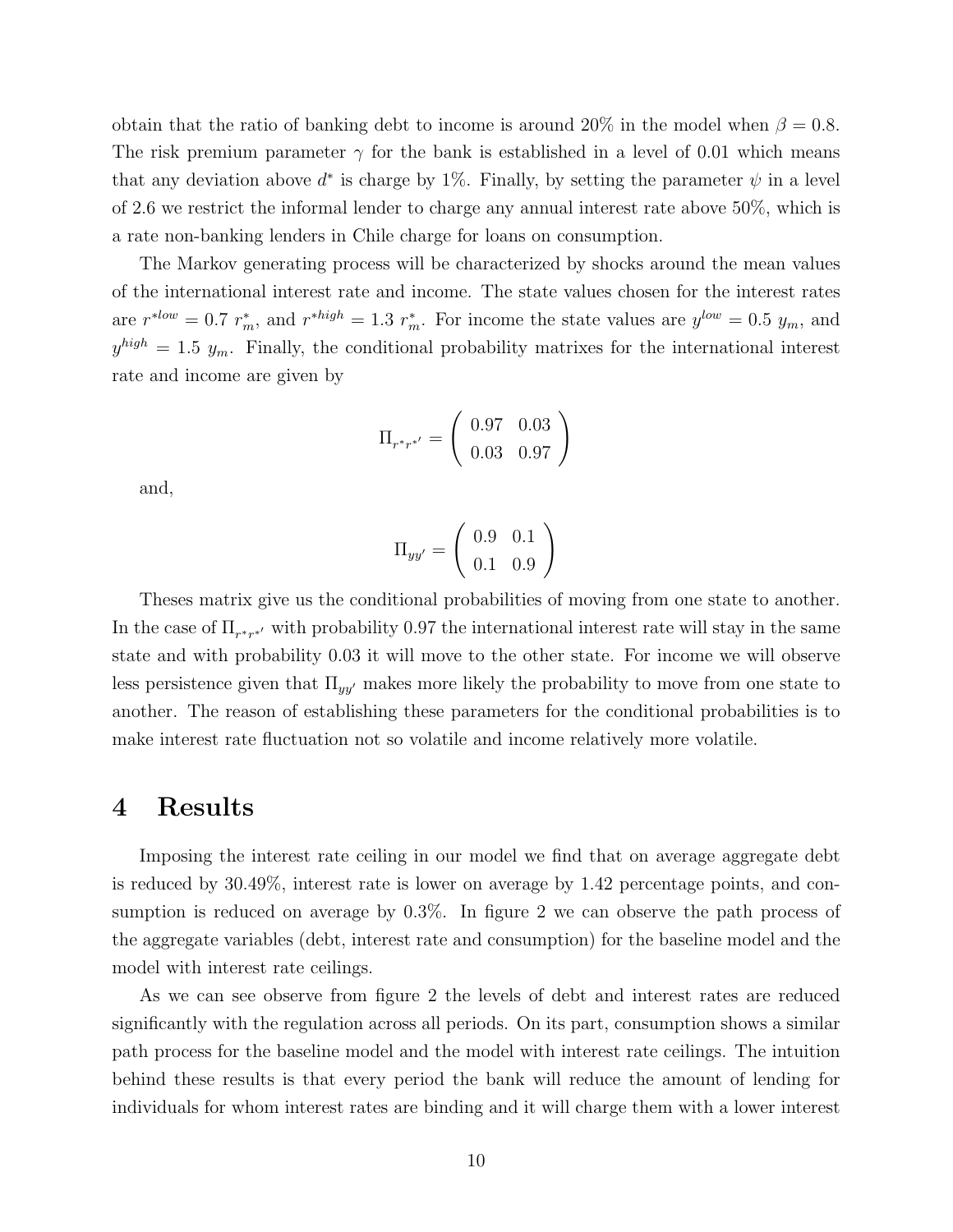obtain that the ratio of banking debt to income is around 20% in the model when $\beta = 0.8$. The risk premium parameter $\gamma$ for the bank is established in a level of 0.01 which means that any deviation above $d^*$ is charge by 1%. Finally, by setting the parameter $\psi$ in a level of 2.6 we restrict the informal lender to charge any annual interest rate above 50%, which is a rate non-banking lenders in Chile charge for loans on consumption.

The Markov generating process will be characterized by shocks around the mean values of the international interest rate and income. The state values chosen for the interest rates are $r^{*low} = 0.7\ r^*_m$, and $r^{*high} = 1.3\ r^*_m$. For income the state values are $y^{low} = 0.5\ y_m$, and $y^{high} = 1.5\ y_m$. Finally, the conditional probability matrixes for the international interest rate and income are given by

$$\Pi_{r^*r^{*\prime}} = \begin{pmatrix} 0.97 & 0.03 \\ 0.03 & 0.97 \end{pmatrix}$$

and,

$$\Pi_{yy^\prime} = \begin{pmatrix} 0.9 & 0.1 \\ 0.1 & 0.9 \end{pmatrix}$$

Theses matrix give us the conditional probabilities of moving from one state to another. In the case of $\Pi_{r^*r^{*\prime}}$ with probability 0.97 the international interest rate will stay in the same state and with probability 0.03 it will move to the other state. For income we will observe less persistence given that $\Pi_{yy^\prime}$ makes more likely the probability to move from one state to another. The reason of establishing these parameters for the conditional probabilities is to make interest rate fluctuation not so volatile and income relatively more volatile.

# 4 Results

Imposing the interest rate ceiling in our model we find that on average aggregate debt is reduced by 30.49%, interest rate is lower on average by 1.42 percentage points, and consumption is reduced on average by 0.3%. In figure 2 we can observe the path process of the aggregate variables (debt, interest rate and consumption) for the baseline model and the model with interest rate ceilings.

As we can see observe from figure 2 the levels of debt and interest rates are reduced significantly with the regulation across all periods. On its part, consumption shows a similar path process for the baseline model and the model with interest rate ceilings. The intuition behind these results is that every period the bank will reduce the amount of lending for individuals for whom interest rates are binding and it will charge them with a lower interest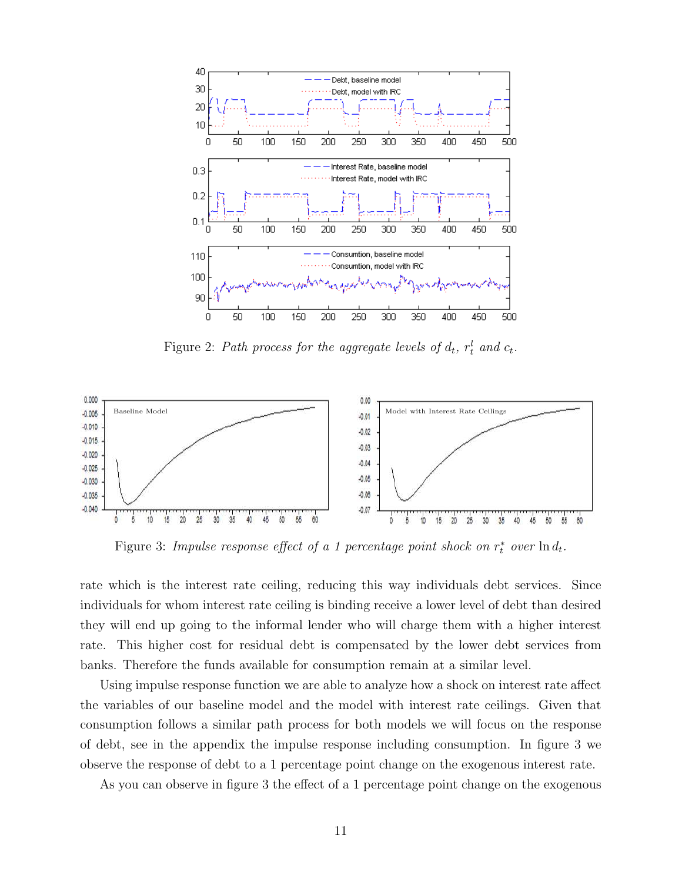Figure 2: *Path process for the aggregate levels of $d_t$, $r_t^l$ and $c_t$.*

Figure 3: *Impulse response effect of a 1 percentage point shock on $r_t^*$ over $\ln d_t$.*

rate which is the interest rate ceiling, reducing this way individuals debt services. Since individuals for whom interest rate ceiling is binding receive a lower level of debt than desired they will end up going to the informal lender who will charge them with a higher interest rate. This higher cost for residual debt is compensated by the lower debt services from banks. Therefore the funds available for consumption remain at a similar level.

Using impulse response function we are able to analyze how a shock on interest rate affect the variables of our baseline model and the model with interest rate ceilings. Given that consumption follows a similar path process for both models we will focus on the response of debt, see in the appendix the impulse response including consumption. In figure 3 we observe the response of debt to a 1 percentage point change on the exogenous interest rate.

As you can observe in figure 3 the effect of a 1 percentage point change on the exogenous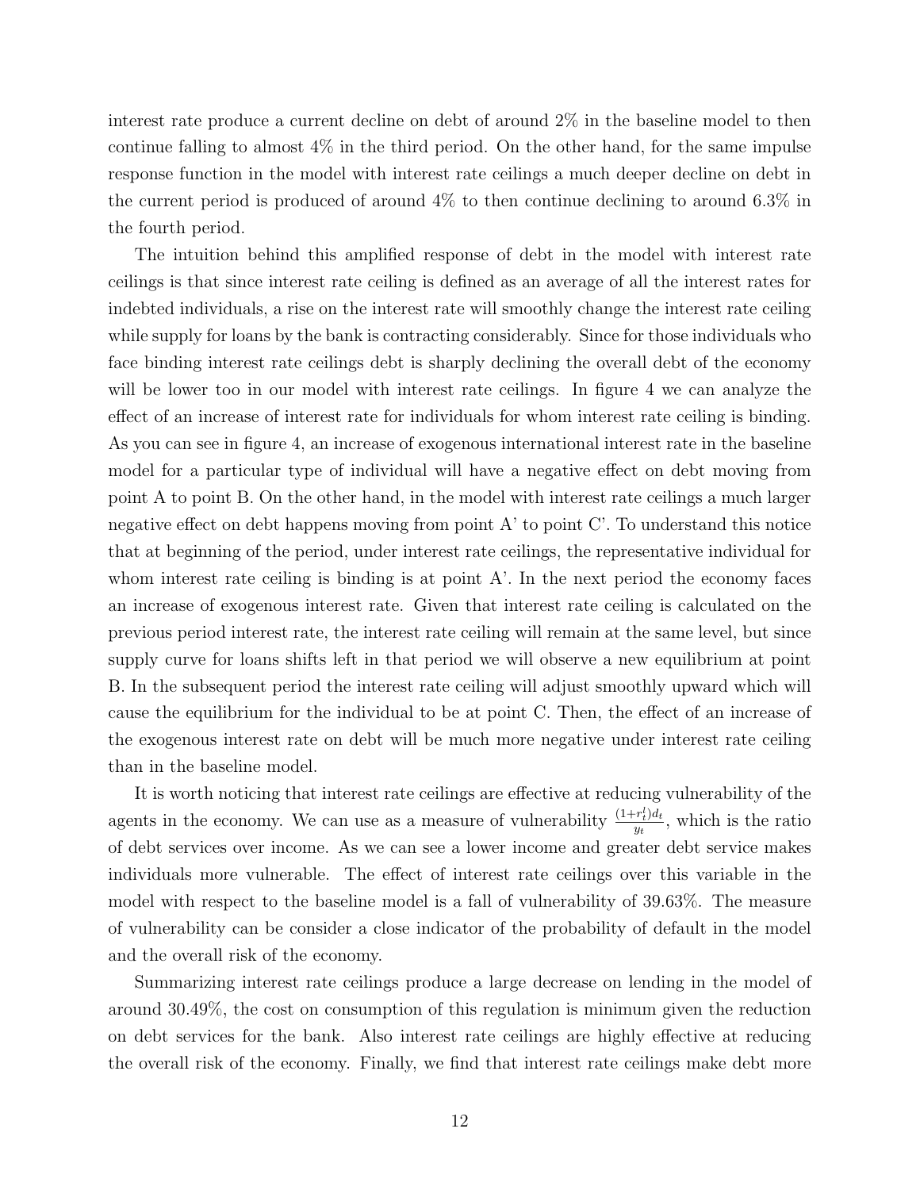interest rate produce a current decline on debt of around 2% in the baseline model to then continue falling to almost 4% in the third period. On the other hand, for the same impulse response function in the model with interest rate ceilings a much deeper decline on debt in the current period is produced of around 4% to then continue declining to around 6.3% in the fourth period.

The intuition behind this amplified response of debt in the model with interest rate ceilings is that since interest rate ceiling is defined as an average of all the interest rates for indebted individuals, a rise on the interest rate will smoothly change the interest rate ceiling while supply for loans by the bank is contracting considerably. Since for those individuals who face binding interest rate ceilings debt is sharply declining the overall debt of the economy will be lower too in our model with interest rate ceilings. In figure 4 we can analyze the effect of an increase of interest rate for individuals for whom interest rate ceiling is binding. As you can see in figure 4, an increase of exogenous international interest rate in the baseline model for a particular type of individual will have a negative effect on debt moving from point A to point B. On the other hand, in the model with interest rate ceilings a much larger negative effect on debt happens moving from point A' to point C'. To understand this notice that at beginning of the period, under interest rate ceilings, the representative individual for whom interest rate ceiling is binding is at point A'. In the next period the economy faces an increase of exogenous interest rate. Given that interest rate ceiling is calculated on the previous period interest rate, the interest rate ceiling will remain at the same level, but since supply curve for loans shifts left in that period we will observe a new equilibrium at point B. In the subsequent period the interest rate ceiling will adjust smoothly upward which will cause the equilibrium for the individual to be at point C. Then, the effect of an increase of the exogenous interest rate on debt will be much more negative under interest rate ceiling than in the baseline model.

It is worth noticing that interest rate ceilings are effective at reducing vulnerability of the agents in the economy. We can use as a measure of vulnerability $\frac{(1+r_t^l)d_t}{y_t}$, which is the ratio of debt services over income. As we can see a lower income and greater debt service makes individuals more vulnerable. The effect of interest rate ceilings over this variable in the model with respect to the baseline model is a fall of vulnerability of 39.63%. The measure of vulnerability can be consider a close indicator of the probability of default in the model and the overall risk of the economy.

Summarizing interest rate ceilings produce a large decrease on lending in the model of around 30.49%, the cost on consumption of this regulation is minimum given the reduction on debt services for the bank. Also interest rate ceilings are highly effective at reducing the overall risk of the economy. Finally, we find that interest rate ceilings make debt more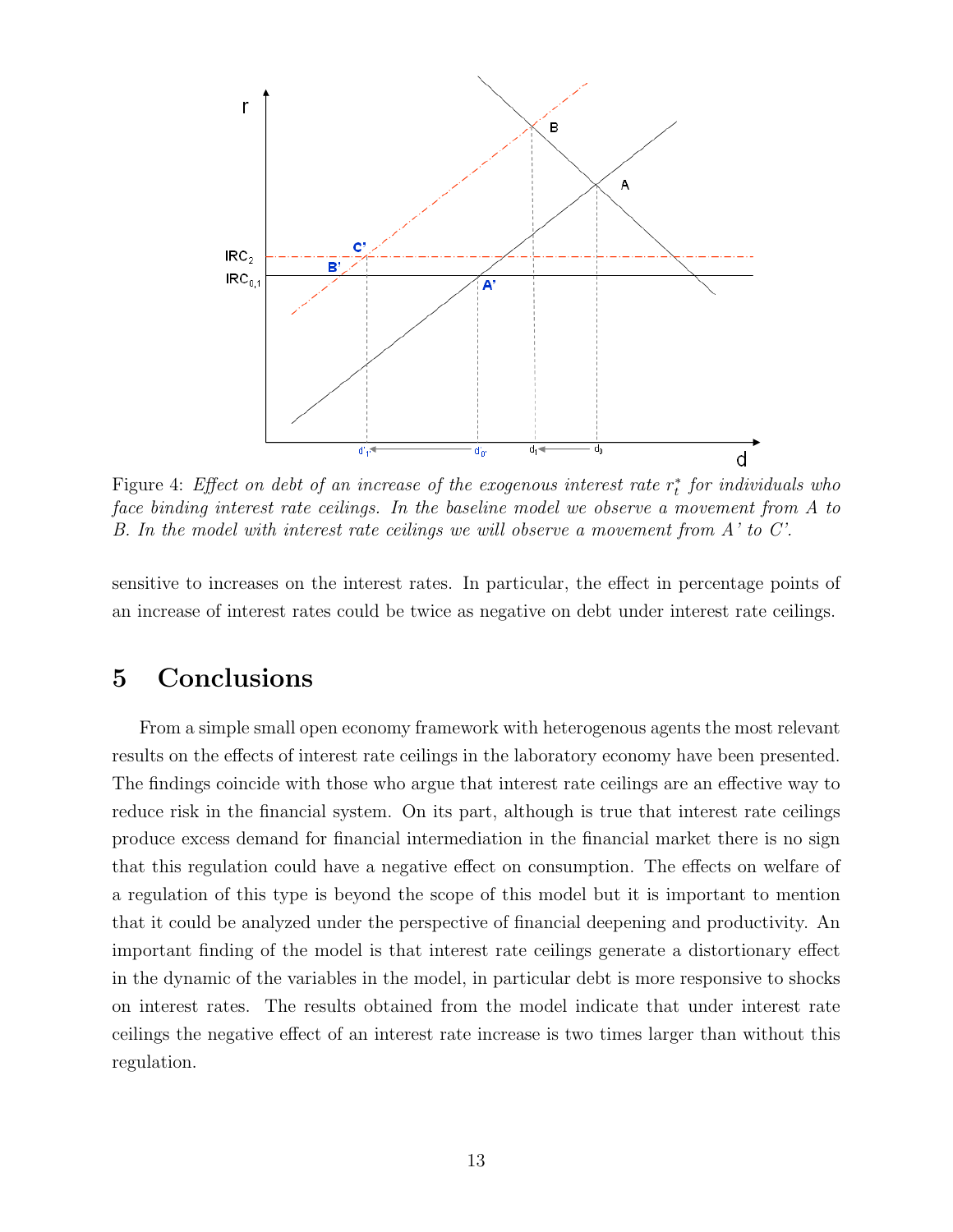Figure 4: *Effect on debt of an increase of the exogenous interest rate $r_t^*$ for individuals who face binding interest rate ceilings. In the baseline model we observe a movement from A to B. In the model with interest rate ceilings we will observe a movement from A' to C'.*

sensitive to increases on the interest rates. In particular, the effect in percentage points of an increase of interest rates could be twice as negative on debt under interest rate ceilings.

# 5 Conclusions

From a simple small open economy framework with heterogenous agents the most relevant results on the effects of interest rate ceilings in the laboratory economy have been presented. The findings coincide with those who argue that interest rate ceilings are an effective way to reduce risk in the financial system. On its part, although is true that interest rate ceilings produce excess demand for financial intermediation in the financial market there is no sign that this regulation could have a negative effect on consumption. The effects on welfare of a regulation of this type is beyond the scope of this model but it is important to mention that it could be analyzed under the perspective of financial deepening and productivity. An important finding of the model is that interest rate ceilings generate a distortionary effect in the dynamic of the variables in the model, in particular debt is more responsive to shocks on interest rates. The results obtained from the model indicate that under interest rate ceilings the negative effect of an interest rate increase is two times larger than without this regulation.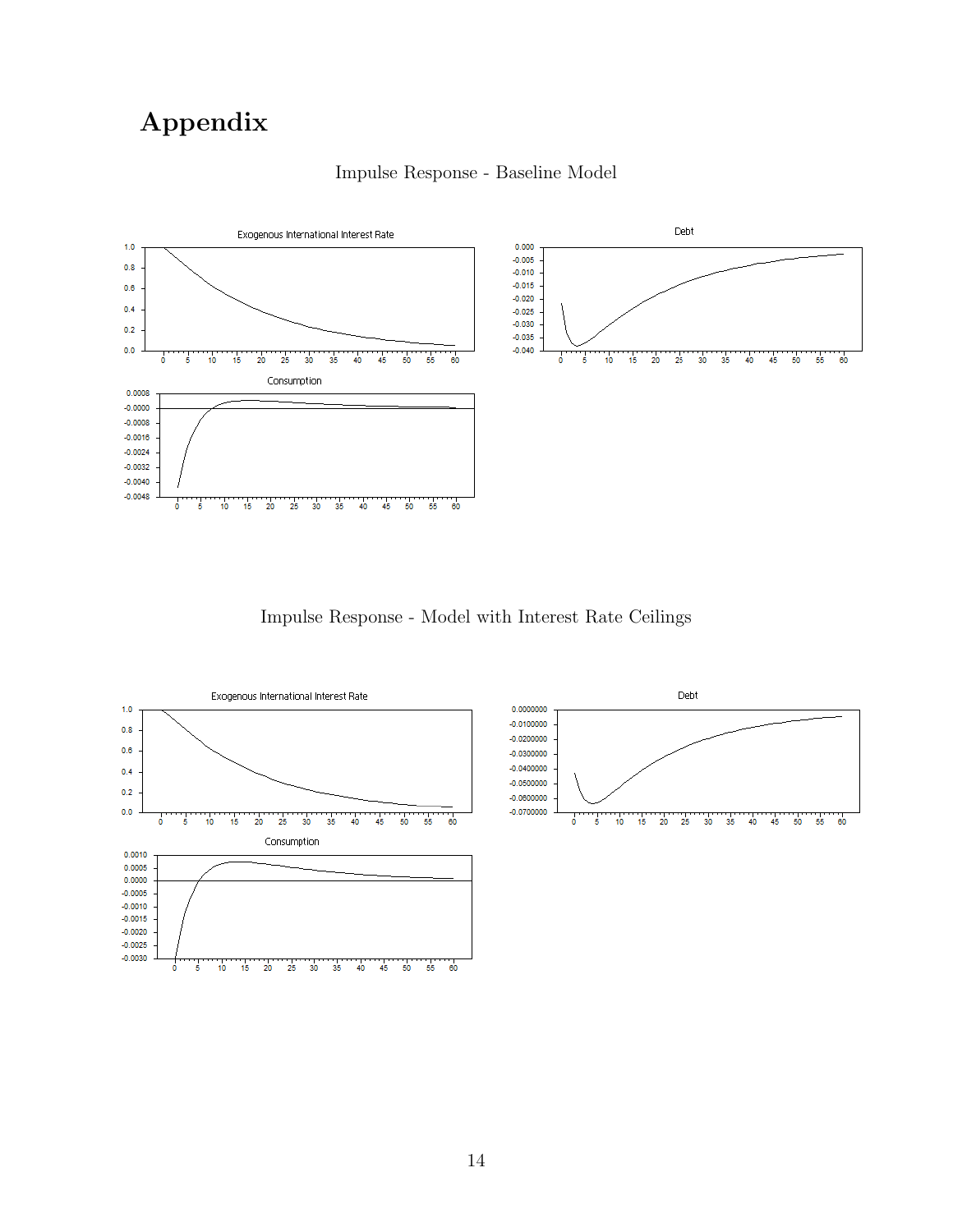# Appendix

Impulse Response - Baseline Model

Impulse Response - Model with Interest Rate Ceilings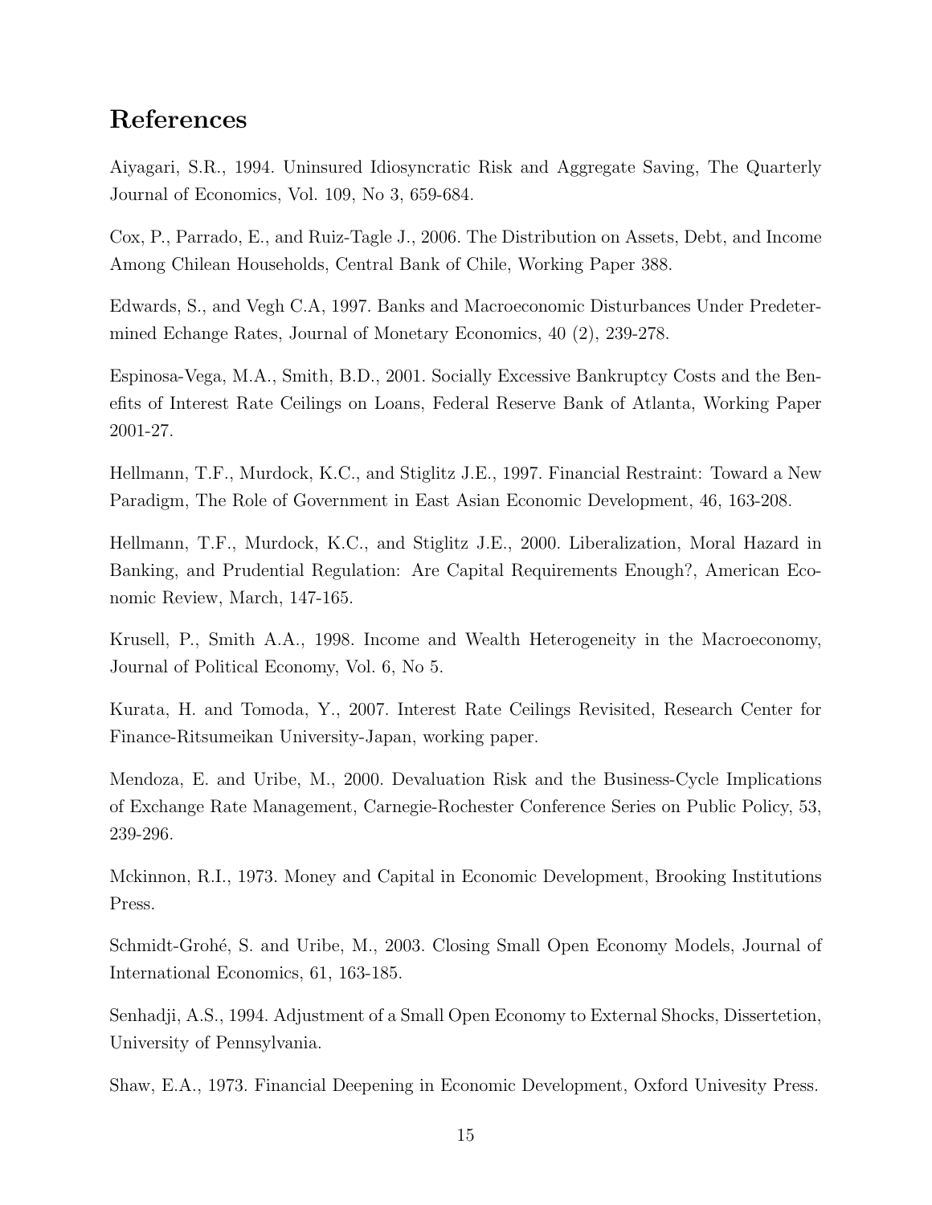# References

Aiyagari, S.R., 1994. Uninsured Idiosyncratic Risk and Aggregate Saving, The Quarterly Journal of Economics, Vol. 109, No 3, 659-684.

Cox, P., Parrado, E., and Ruiz-Tagle J., 2006. The Distribution on Assets, Debt, and Income Among Chilean Households, Central Bank of Chile, Working Paper 388.

Edwards, S., and Vegh C.A, 1997. Banks and Macroeconomic Disturbances Under Predetermined Echange Rates, Journal of Monetary Economics, 40 (2), 239-278.

Espinosa-Vega, M.A., Smith, B.D., 2001. Socially Excessive Bankruptcy Costs and the Benefits of Interest Rate Ceilings on Loans, Federal Reserve Bank of Atlanta, Working Paper 2001-27.

Hellmann, T.F., Murdock, K.C., and Stiglitz J.E., 1997. Financial Restraint: Toward a New Paradigm, The Role of Government in East Asian Economic Development, 46, 163-208.

Hellmann, T.F., Murdock, K.C., and Stiglitz J.E., 2000. Liberalization, Moral Hazard in Banking, and Prudential Regulation: Are Capital Requirements Enough?, American Economic Review, March, 147-165.

Krusell, P., Smith A.A., 1998. Income and Wealth Heterogeneity in the Macroeconomy, Journal of Political Economy, Vol. 6, No 5.

Kurata, H. and Tomoda, Y., 2007. Interest Rate Ceilings Revisited, Research Center for Finance-Ritsumeikan University-Japan, working paper.

Mendoza, E. and Uribe, M., 2000. Devaluation Risk and the Business-Cycle Implications of Exchange Rate Management, Carnegie-Rochester Conference Series on Public Policy, 53, 239-296.

Mckinnon, R.I., 1973. Money and Capital in Economic Development, Brooking Institutions Press.

Schmidt-Grohé, S. and Uribe, M., 2003. Closing Small Open Economy Models, Journal of International Economics, 61, 163-185.

Senhadji, A.S., 1994. Adjustment of a Small Open Economy to External Shocks, Dissertetion, University of Pennsylvania.

Shaw, E.A., 1973. Financial Deepening in Economic Development, Oxford Univesity Press.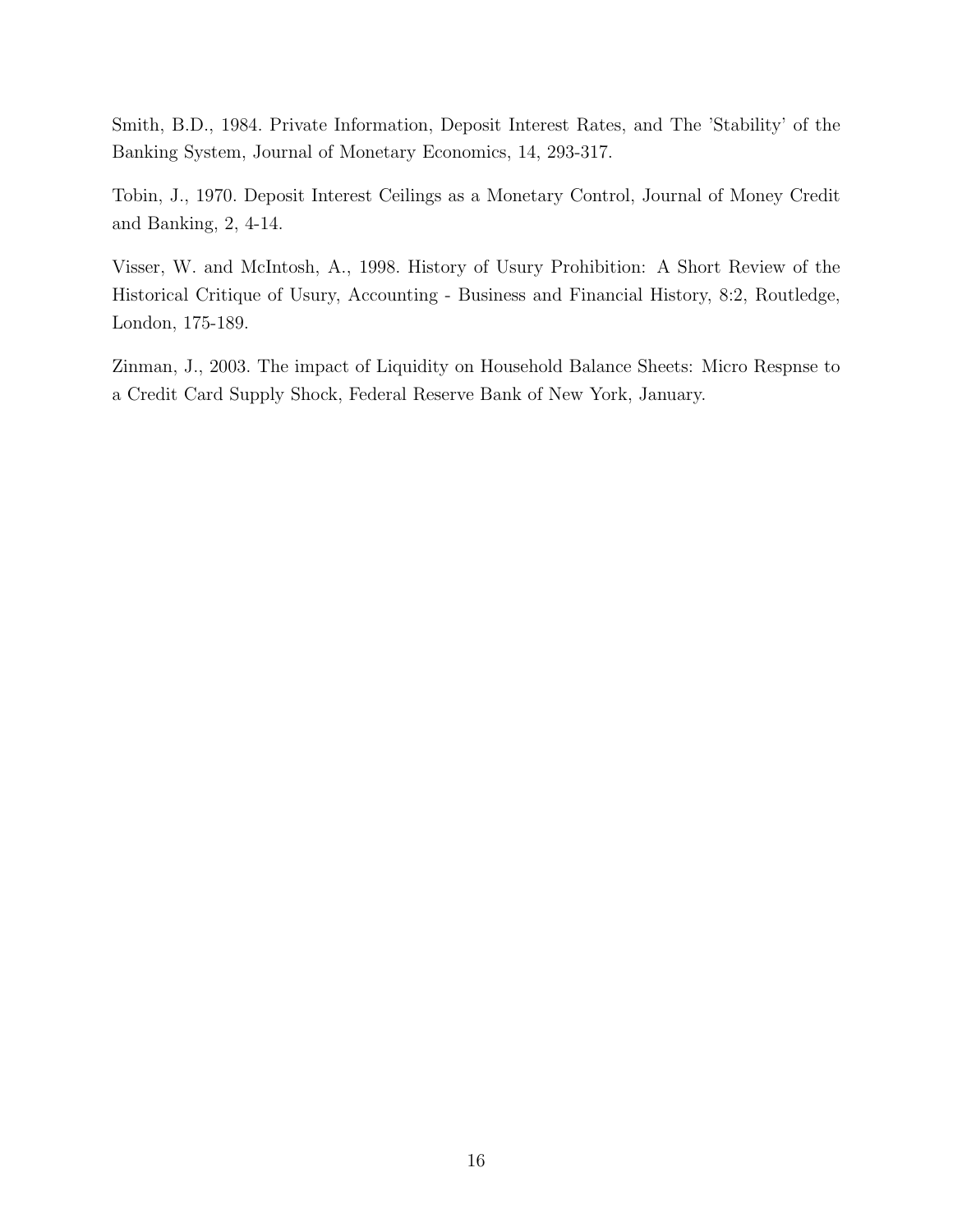Smith, B.D., 1984. Private Information, Deposit Interest Rates, and The 'Stability' of the Banking System, Journal of Monetary Economics, 14, 293-317.

Tobin, J., 1970. Deposit Interest Ceilings as a Monetary Control, Journal of Money Credit and Banking, 2, 4-14.

Visser, W. and McIntosh, A., 1998. History of Usury Prohibition: A Short Review of the Historical Critique of Usury, Accounting - Business and Financial History, 8:2, Routledge, London, 175-189.

Zinman, J., 2003. The impact of Liquidity on Household Balance Sheets: Micro Respnse to a Credit Card Supply Shock, Federal Reserve Bank of New York, January.